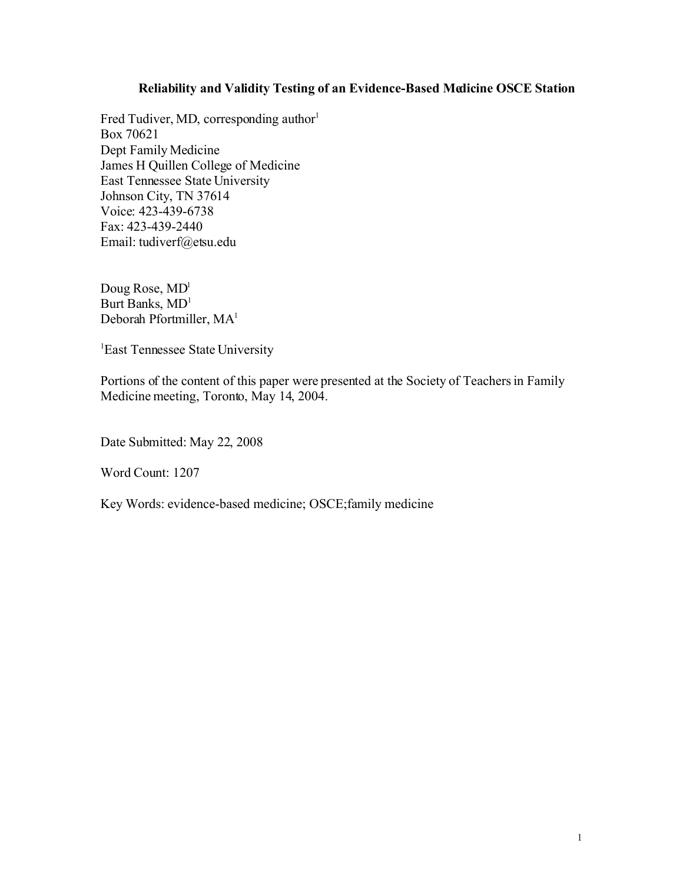# Reliability and Validity Testing of an Evidence-Based Medicine OSCE Station

Fred Tudiver, MD, corresponding author[1]
Box 70621
Dept Family Medicine
James H Quillen College of Medicine
East Tennessee State University
Johnson City, TN 37614
Voice: 423-439-6738
Fax: 423-439-2440
Email: tudiverf@etsu.edu

Doug Rose, MD[1]
Burt Banks, MD[1]
Deborah Pfortmiller, MA[1]

[1]East Tennessee State University

Portions of the content of this paper were presented at the Society of Teachers in Family Medicine meeting, Toronto, May 14, 2004.

Date Submitted: May 22, 2008

Word Count: 1207

Key Words: evidence-based medicine; OSCE;family medicine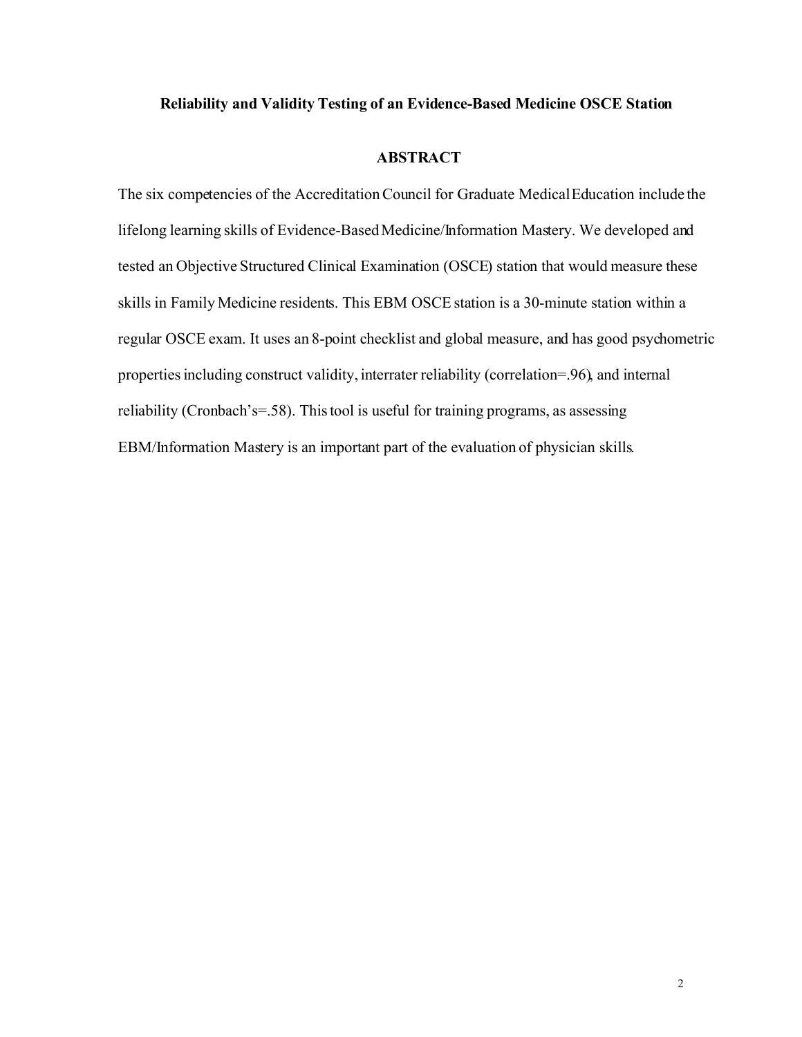**Reliability and Validity Testing of an Evidence-Based Medicine OSCE Station**

## ABSTRACT

The six competencies of the Accreditation Council for Graduate Medical Education include the lifelong learning skills of Evidence-Based Medicine/Information Mastery. We developed and tested an Objective Structured Clinical Examination (OSCE) station that would measure these skills in Family Medicine residents. This EBM OSCE station is a 30-minute station within a regular OSCE exam. It uses an 8-point checklist and global measure, and has good psychometric properties including construct validity, interrater reliability (correlation=.96), and internal reliability (Cronbach's=.58). This tool is useful for training programs, as assessing EBM/Information Mastery is an important part of the evaluation of physician skills.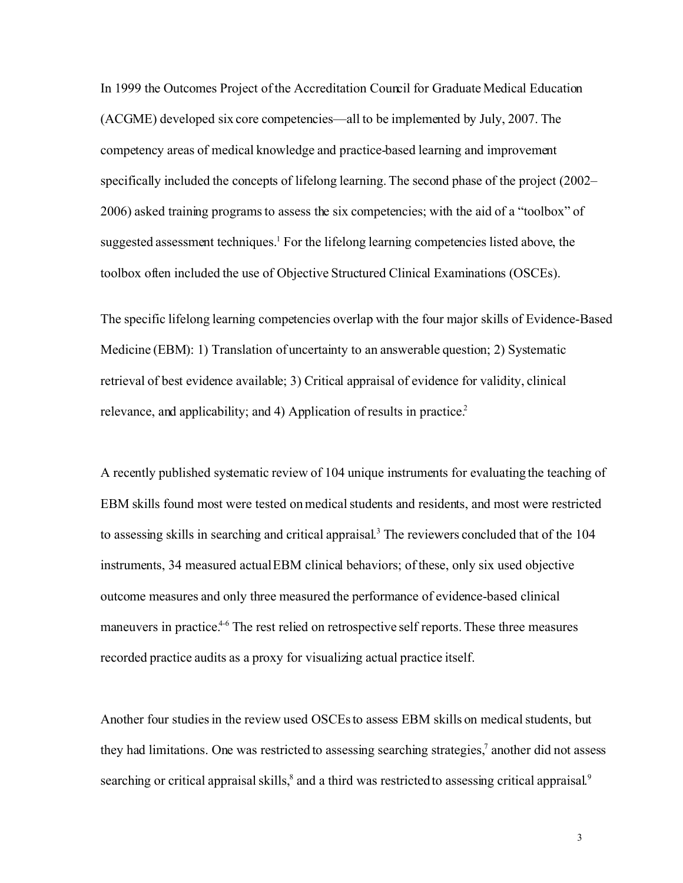In 1999 the Outcomes Project of the Accreditation Council for Graduate Medical Education (ACGME) developed six core competencies—all to be implemented by July, 2007. The competency areas of medical knowledge and practice-based learning and improvement specifically included the concepts of lifelong learning. The second phase of the project (2002–2006) asked training programs to assess the six competencies; with the aid of a "toolbox" of suggested assessment techniques.[1] For the lifelong learning competencies listed above, the toolbox often included the use of Objective Structured Clinical Examinations (OSCEs).

The specific lifelong learning competencies overlap with the four major skills of Evidence-Based Medicine (EBM): 1) Translation of uncertainty to an answerable question; 2) Systematic retrieval of best evidence available; 3) Critical appraisal of evidence for validity, clinical relevance, and applicability; and 4) Application of results in practice.[2]

A recently published systematic review of 104 unique instruments for evaluating the teaching of EBM skills found most were tested on medical students and residents, and most were restricted to assessing skills in searching and critical appraisal.[3] The reviewers concluded that of the 104 instruments, 34 measured actual EBM clinical behaviors; of these, only six used objective outcome measures and only three measured the performance of evidence-based clinical maneuvers in practice.[4-6] The rest relied on retrospective self reports. These three measures recorded practice audits as a proxy for visualizing actual practice itself.

Another four studies in the review used OSCEs to assess EBM skills on medical students, but they had limitations. One was restricted to assessing searching strategies,[7] another did not assess searching or critical appraisal skills,[8] and a third was restricted to assessing critical appraisal.[9]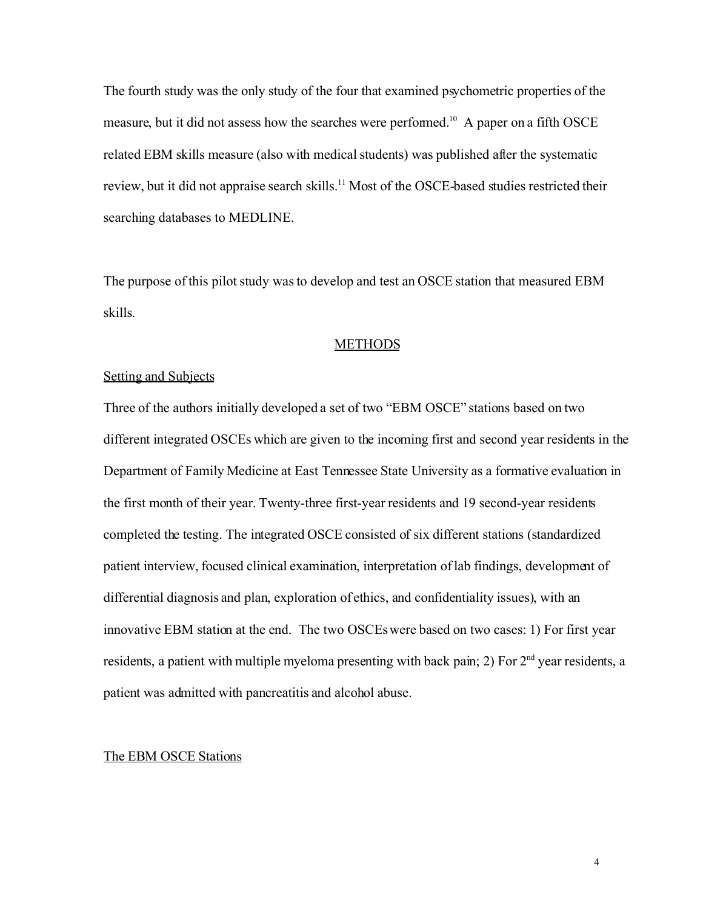The fourth study was the only study of the four that examined psychometric properties of the measure, but it did not assess how the searches were perfomed.[10] A paper on a fifth OSCE related EBM skills measure (also with medical students) was published after the systematic review, but it did not appraise search skills.[11] Most of the OSCE-based studies restricted their searching databases to MEDLINE.

The purpose of this pilot study was to develop and test an OSCE station that measured EBM skills.

## METHODS

### Setting and Subjects

Three of the authors initially developed a set of two "EBM OSCE" stations based on two different integrated OSCEs which are given to the incoming first and second year residents in the Department of Family Medicine at East Tennessee State University as a formative evaluation in the first month of their year. Twenty-three first-year residents and 19 second-year residents completed the testing. The integrated OSCE consisted of six different stations (standardized patient interview, focused clinical examination, interpretation of lab findings, development of differential diagnosis and plan, exploration of ethics, and confidentiality issues), with an innovative EBM station at the end. The two OSCEs were based on two cases: 1) For first year residents, a patient with multiple myeloma presenting with back pain; 2) For 2$^{nd}$ year residents, a patient was admitted with pancreatitis and alcohol abuse.

### The EBM OSCE Stations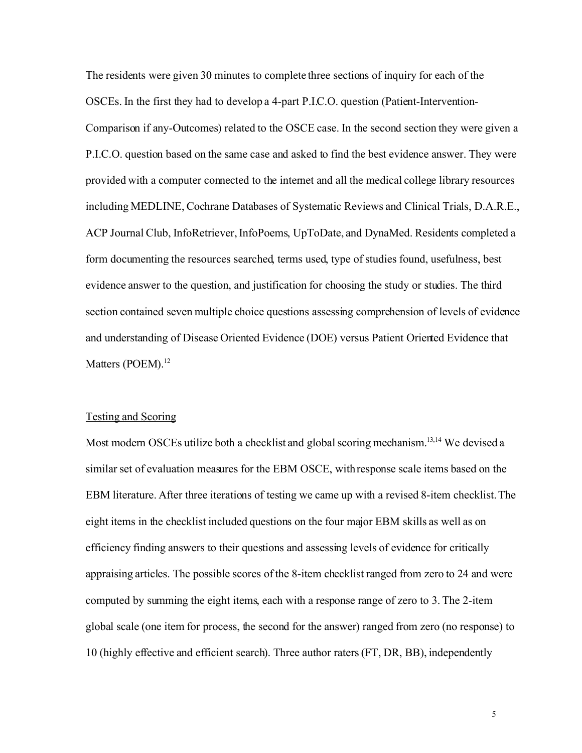The residents were given 30 minutes to complete three sections of inquiry for each of the OSCEs. In the first they had to develop a 4-part P.I.C.O. question (Patient-Intervention-Comparison if any-Outcomes) related to the OSCE case. In the second section they were given a P.I.C.O. question based on the same case and asked to find the best evidence answer. They were provided with a computer connected to the internet and all the medical college library resources including MEDLINE, Cochrane Databases of Systematic Reviews and Clinical Trials, D.A.R.E., ACP Journal Club, InfoRetriever, InfoPoems, UpToDate, and DynaMed. Residents completed a form documenting the resources searched, terms used, type of studies found, usefulness, best evidence answer to the question, and justification for choosing the study or studies. The third section contained seven multiple choice questions assessing comprehension of levels of evidence and understanding of Disease Oriented Evidence (DOE) versus Patient Oriented Evidence that Matters (POEM).[12]

## Testing and Scoring

Most modern OSCEs utilize both a checklist and global scoring mechanism.[13,14] We devised a similar set of evaluation measures for the EBM OSCE, with response scale items based on the EBM literature. After three iterations of testing we came up with a revised 8-item checklist. The eight items in the checklist included questions on the four major EBM skills as well as on efficiency finding answers to their questions and assessing levels of evidence for critically appraising articles. The possible scores of the 8-item checklist ranged from zero to 24 and were computed by summing the eight items, each with a response range of zero to 3. The 2-item global scale (one item for process, the second for the answer) ranged from zero (no response) to 10 (highly effective and efficient search). Three author raters (FT, DR, BB), independently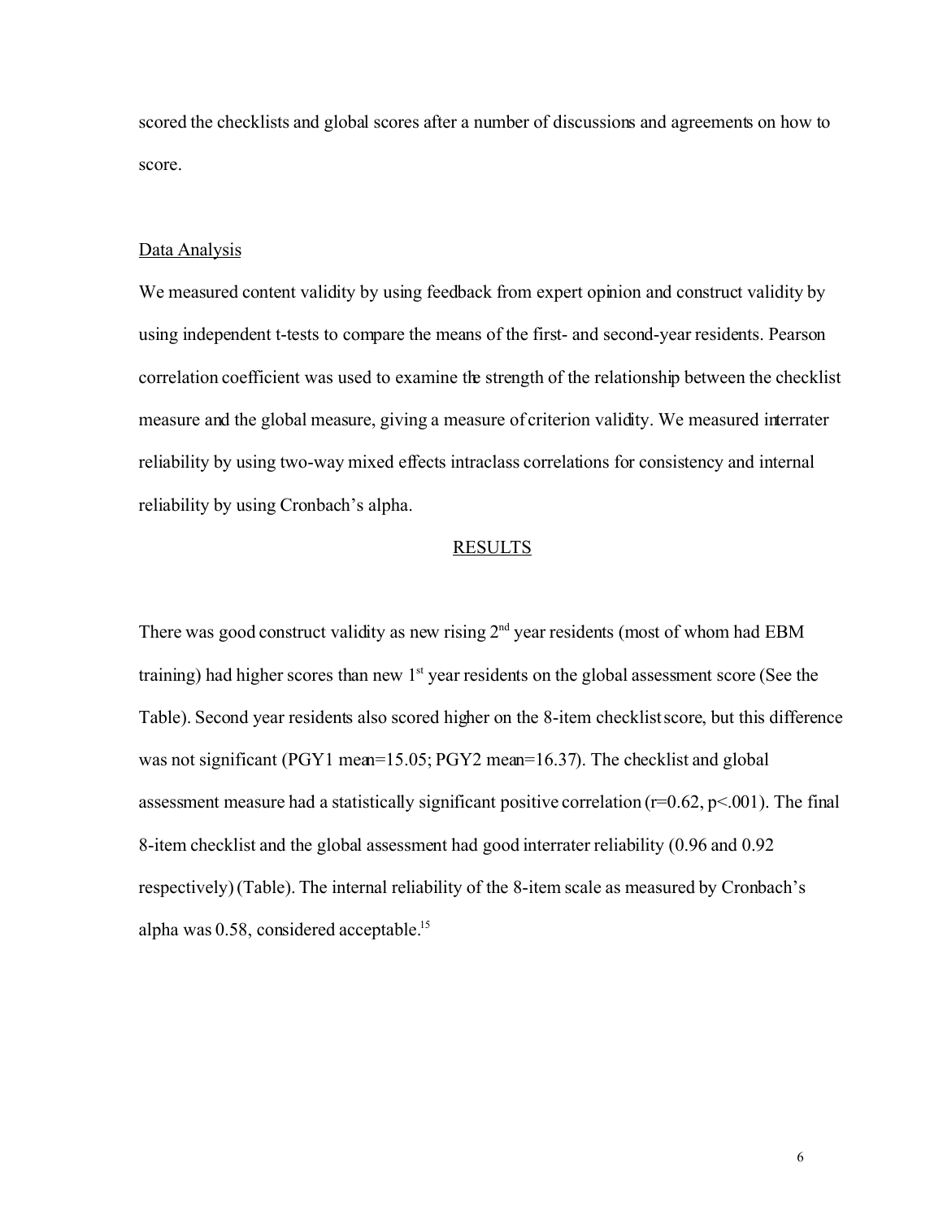scored the checklists and global scores after a number of discussions and agreements on how to score.

## Data Analysis

We measured content validity by using feedback from expert opinion and construct validity by using independent t-tests to compare the means of the first- and second-year residents. Pearson correlation coefficient was used to examine the strength of the relationship between the checklist measure and the global measure, giving a measure of criterion validity. We measured interrater reliability by using two-way mixed effects intraclass correlations for consistency and internal reliability by using Cronbach's alpha.

## RESULTS

There was good construct validity as new rising 2nd year residents (most of whom had EBM training) had higher scores than new 1st year residents on the global assessment score (See the Table). Second year residents also scored higher on the 8-item checklist score, but this difference was not significant (PGY1 mean=15.05; PGY2 mean=16.37). The checklist and global assessment measure had a statistically significant positive correlation ($r=0.62$, $p<.001$). The final 8-item checklist and the global assessment had good interrater reliability (0.96 and 0.92 respectively) (Table). The internal reliability of the 8-item scale as measured by Cronbach's alpha was 0.58, considered acceptable.[15]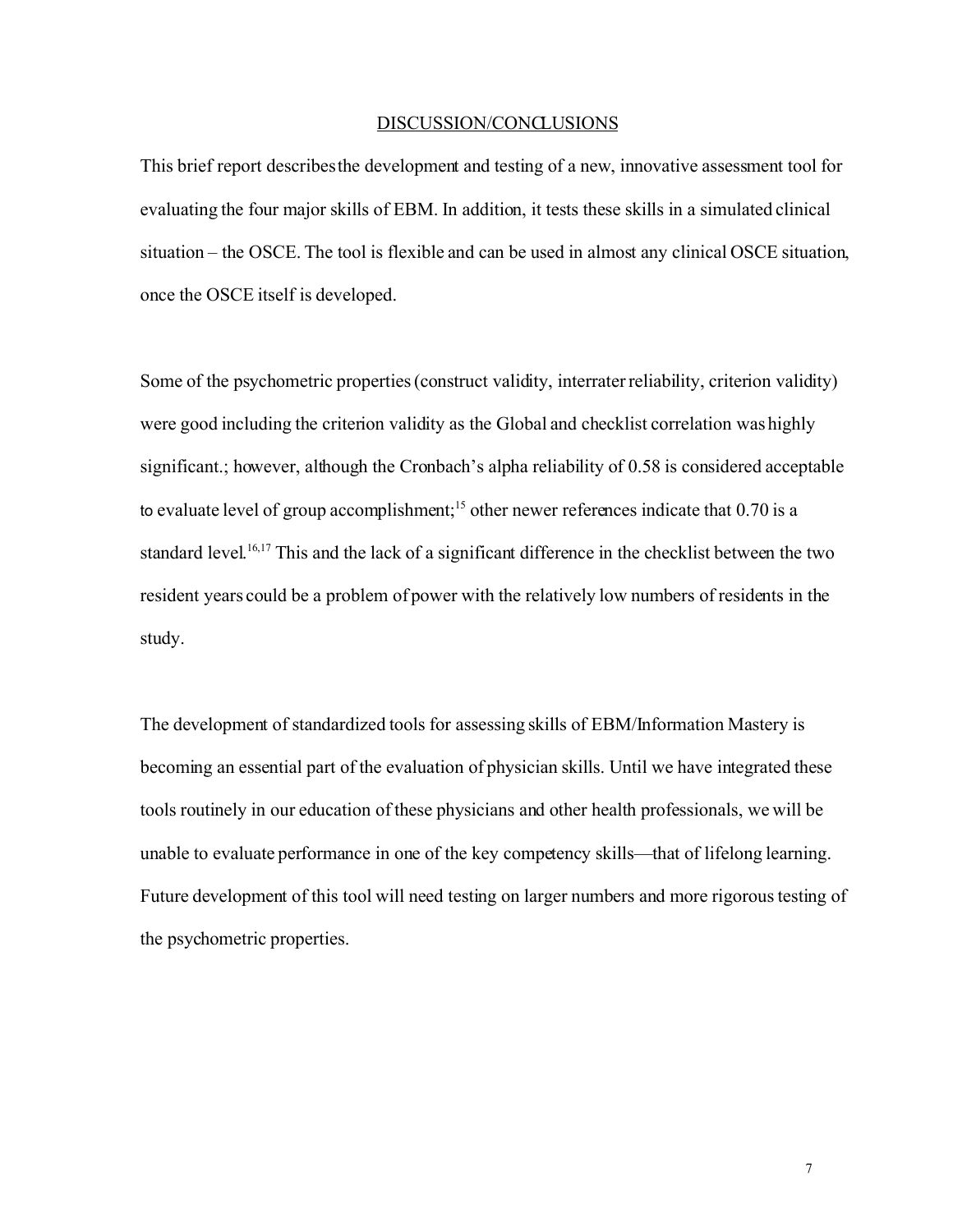## DISCUSSION/CONCLUSIONS

This brief report describes the development and testing of a new, innovative assessment tool for evaluating the four major skills of EBM. In addition, it tests these skills in a simulated clinical situation – the OSCE. The tool is flexible and can be used in almost any clinical OSCE situation, once the OSCE itself is developed.

Some of the psychometric properties (construct validity, interrater reliability, criterion validity) were good including the criterion validity as the Global and checklist correlation was highly significant.; however, although the Cronbach's alpha reliability of 0.58 is considered acceptable to evaluate level of group accomplishment;[15] other newer references indicate that 0.70 is a standard level.[16,17] This and the lack of a significant difference in the checklist between the two resident years could be a problem of power with the relatively low numbers of residents in the study.

The development of standardized tools for assessing skills of EBM/Information Mastery is becoming an essential part of the evaluation of physician skills. Until we have integrated these tools routinely in our education of these physicians and other health professionals, we will be unable to evaluate performance in one of the key competency skills—that of lifelong learning. Future development of this tool will need testing on larger numbers and more rigorous testing of the psychometric properties.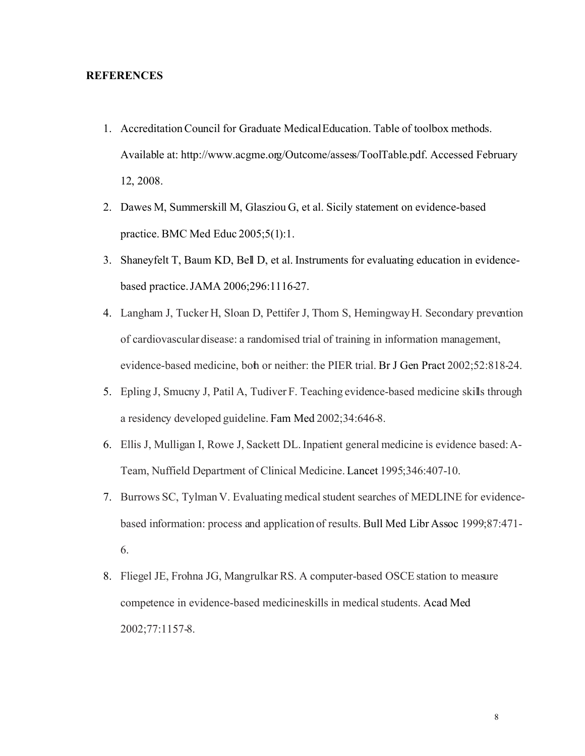**REFERENCES**

1. Accreditation Council for Graduate Medical Education. Table of toolbox methods. Available at: http://www.acgme.org/Outcome/assess/ToolTable.pdf. Accessed February 12, 2008.
2. Dawes M, Summerskill M, Glasziou G, et al. Sicily statement on evidence-based practice. BMC Med Educ 2005;5(1):1.
3. Shaneyfelt T, Baum KD, Bell D, et al. Instruments for evaluating education in evidence-based practice. JAMA 2006;296:1116-27.
4. Langham J, Tucker H, Sloan D, Pettifer J, Thom S, Hemingway H. Secondary prevention of cardiovascular disease: a randomised trial of training in information management, evidence-based medicine, both or neither: the PIER trial. Br J Gen Pract 2002;52:818-24.
5. Epling J, Smucny J, Patil A, Tudiver F. Teaching evidence-based medicine skills through a residency developed guideline. Fam Med 2002;34:646-8.
6. Ellis J, Mulligan I, Rowe J, Sackett DL. Inpatient general medicine is evidence based: A-Team, Nuffield Department of Clinical Medicine. Lancet 1995;346:407-10.
7. Burrows SC, Tylman V. Evaluating medical student searches of MEDLINE for evidence-based information: process and application of results. Bull Med Libr Assoc 1999;87:471-6.
8. Fliegel JE, Frohna JG, Mangrulkar RS. A computer-based OSCE station to measure competence in evidence-based medicineskills in medical students. Acad Med 2002;77:1157-8.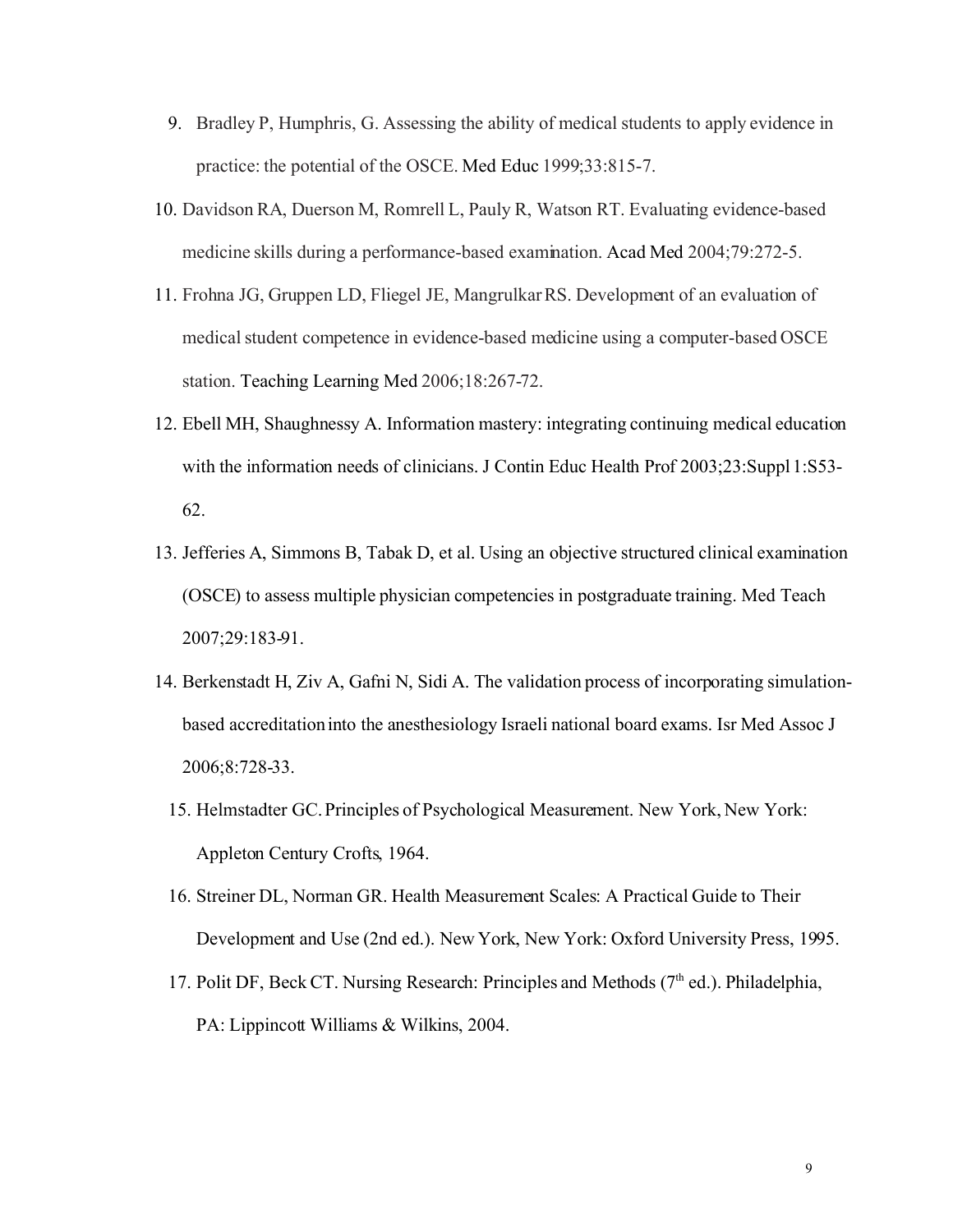9. Bradley P, Humphris, G. Assessing the ability of medical students to apply evidence in practice: the potential of the OSCE. Med Educ 1999;33:815-7.
10. Davidson RA, Duerson M, Romrell L, Pauly R, Watson RT. Evaluating evidence-based medicine skills during a performance-based examination. Acad Med 2004;79:272-5.
11. Frohna JG, Gruppen LD, Fliegel JE, Mangrulkar RS. Development of an evaluation of medical student competence in evidence-based medicine using a computer-based OSCE station. Teaching Learning Med 2006;18:267-72.
12. Ebell MH, Shaughnessy A. Information mastery: integrating continuing medical education with the information needs of clinicians. J Contin Educ Health Prof 2003;23:Suppl 1:S53-62.
13. Jefferies A, Simmons B, Tabak D, et al. Using an objective structured clinical examination (OSCE) to assess multiple physician competencies in postgraduate training. Med Teach 2007;29:183-91.
14. Berkenstadt H, Ziv A, Gafni N, Sidi A. The validation process of incorporating simulation-based accreditation into the anesthesiology Israeli national board exams. Isr Med Assoc J 2006;8:728-33.
15. Helmstadter GC. Principles of Psychological Measurement. New York, New York: Appleton Century Crofts, 1964.
16. Streiner DL, Norman GR. Health Measurement Scales: A Practical Guide to Their Development and Use (2nd ed.). New York, New York: Oxford University Press, 1995.
17. Polit DF, Beck CT. Nursing Research: Principles and Methods (7th ed.). Philadelphia, PA: Lippincott Williams & Wilkins, 2004.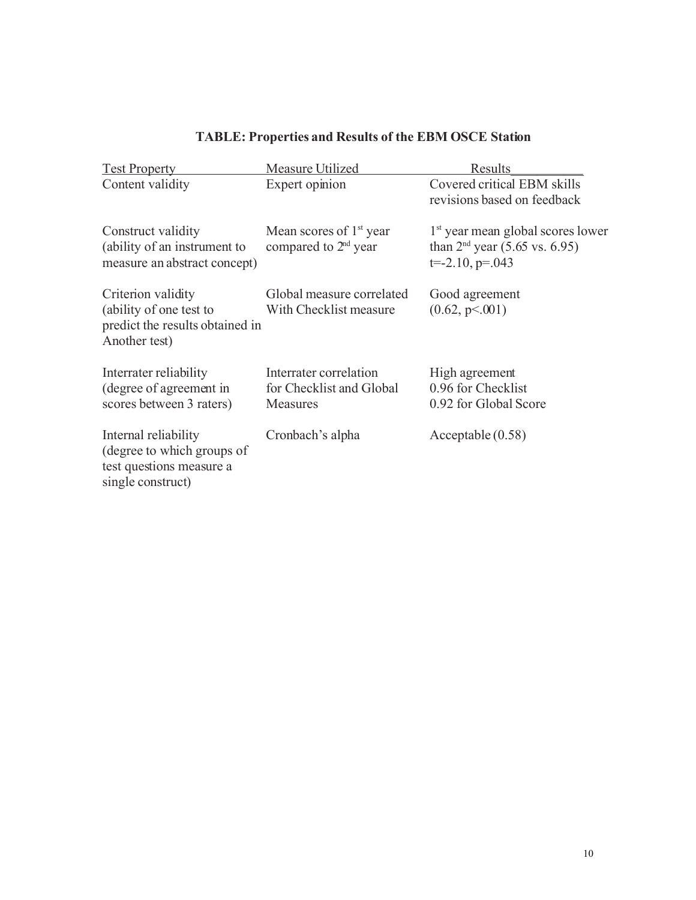**TABLE: Properties and Results of the EBM OSCE Station**

| Test Property | Measure Utilized | Results |
|---|---|---|
| Content validity | Expert opinion | Covered critical EBM skills revisions based on feedback |
| Construct validity (ability of an instrument to measure an abstract concept) | Mean scores of 1st year compared to 2nd year | 1st year mean global scores lower than 2nd year (5.65 vs. 6.95) $t=-2.10$, $p=.043$ |
| Criterion validity (ability of one test to predict the results obtained in Another test) | Global measure correlated With Checklist measure | Good agreement (0.62, $p<.001$) |
| Interrater reliability (degree of agreement in scores between 3 raters) | Interrater correlation for Checklist and Global Measures | High agreement 0.96 for Checklist 0.92 for Global Score |
| Internal reliability (degree to which groups of test questions measure a single construct) | Cronbach's alpha | Acceptable (0.58) |